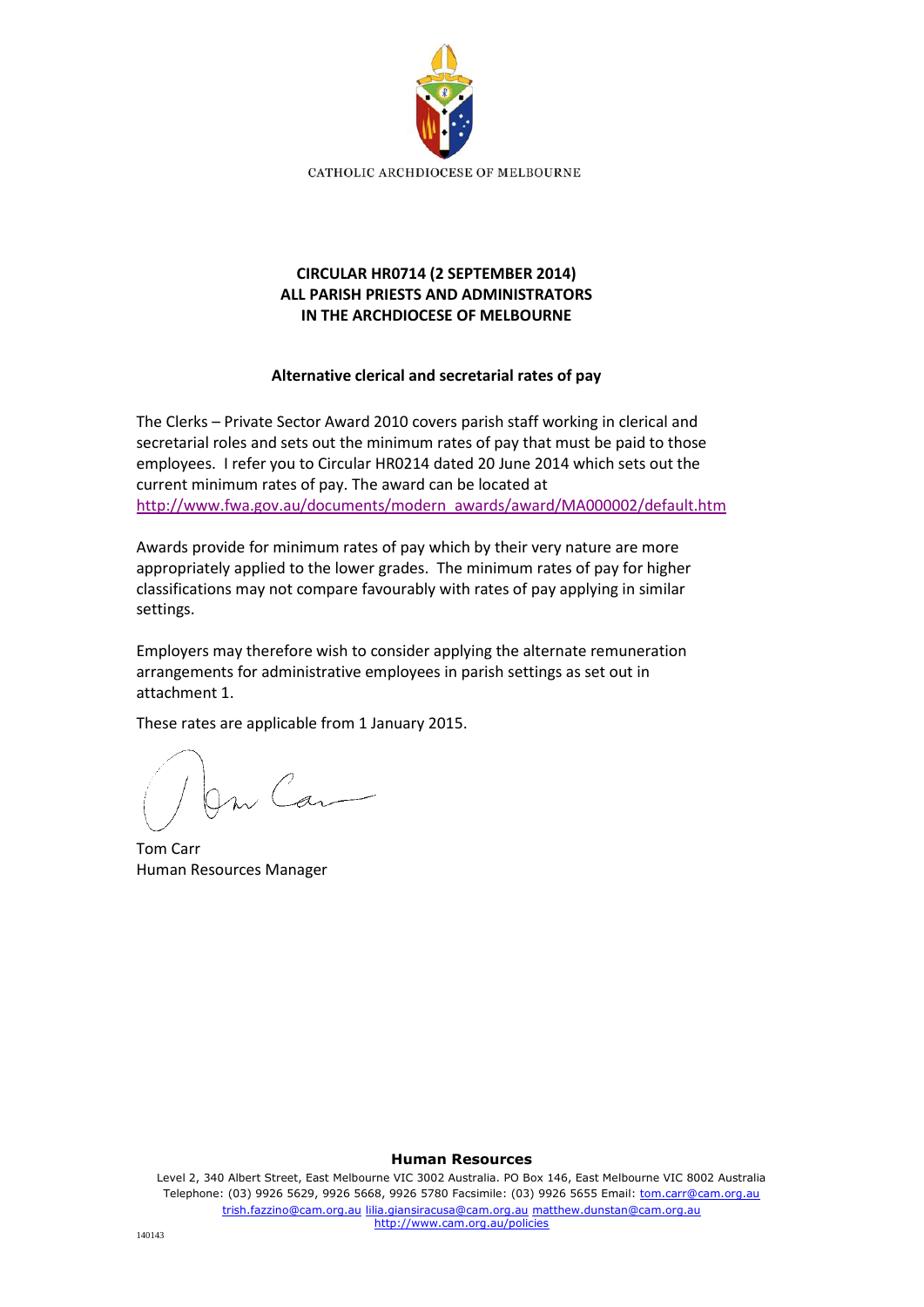CATHOLIC ARCHDIOCESE OF MELBOURNE

**CIRCULAR HR0714 (2 SEPTEMBER 2014)**
**ALL PARISH PRIESTS AND ADMINISTRATORS**
**IN THE ARCHDIOCESE OF MELBOURNE**

**Alternative clerical and secretarial rates of pay**

The Clerks – Private Sector Award 2010 covers parish staff working in clerical and secretarial roles and sets out the minimum rates of pay that must be paid to those employees. I refer you to Circular HR0214 dated 20 June 2014 which sets out the current minimum rates of pay. The award can be located at http://www.fwa.gov.au/documents/modern_awards/award/MA000002/default.htm

Awards provide for minimum rates of pay which by their very nature are more appropriately applied to the lower grades. The minimum rates of pay for higher classifications may not compare favourably with rates of pay applying in similar settings.

Employers may therefore wish to consider applying the alternate remuneration arrangements for administrative employees in parish settings as set out in attachment 1.

These rates are applicable from 1 January 2015.

Tom Carr
Human Resources Manager

**Human Resources**

Level 2, 340 Albert Street, East Melbourne VIC 3002 Australia. PO Box 146, East Melbourne VIC 8002 Australia
Telephone: (03) 9926 5629, 9926 5668, 9926 5780 Facsimile: (03) 9926 5655 Email: tom.carr@cam.org.au
trish.fazzino@cam.org.au lilia.giansiracusa@cam.org.au matthew.dunstan@cam.org.au
http://www.cam.org.au/policies

140143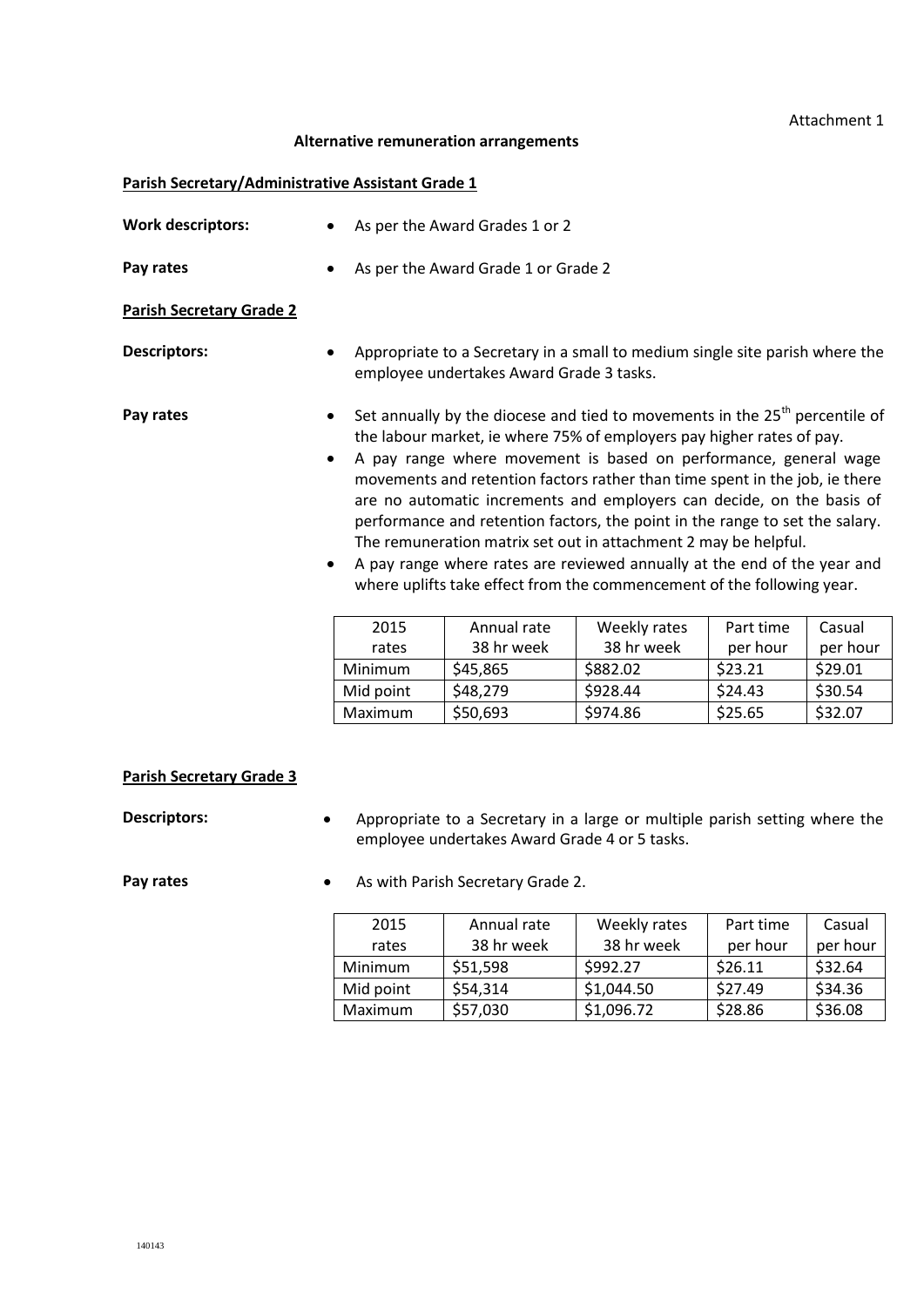Attachment 1

**Alternative remuneration arrangements**

**Parish Secretary/Administrative Assistant Grade 1**

**Work descriptors:**
- As per the Award Grades 1 or 2

**Pay rates**
- As per the Award Grade 1 or Grade 2

**Parish Secretary Grade 2**

**Descriptors:**
- Appropriate to a Secretary in a small to medium single site parish where the employee undertakes Award Grade 3 tasks.

**Pay rates**
- Set annually by the diocese and tied to movements in the 25th percentile of the labour market, ie where 75% of employers pay higher rates of pay.
- A pay range where movement is based on performance, general wage movements and retention factors rather than time spent in the job, ie there are no automatic increments and employers can decide, on the basis of performance and retention factors, the point in the range to set the salary. The remuneration matrix set out in attachment 2 may be helpful.
- A pay range where rates are reviewed annually at the end of the year and where uplifts take effect from the commencement of the following year.

| 2015 rates | Annual rate 38 hr week | Weekly rates 38 hr week | Part time per hour | Casual per hour |
|---|---|---|---|---|
| Minimum | $45,865 | $882.02 | $23.21 | $29.01 |
| Mid point | $48,279 | $928.44 | $24.43 | $30.54 |
| Maximum | $50,693 | $974.86 | $25.65 | $32.07 |

**Parish Secretary Grade 3**

**Descriptors:**
- Appropriate to a Secretary in a large or multiple parish setting where the employee undertakes Award Grade 4 or 5 tasks.

**Pay rates**
- As with Parish Secretary Grade 2.

| 2015 rates | Annual rate 38 hr week | Weekly rates 38 hr week | Part time per hour | Casual per hour |
|---|---|---|---|---|
| Minimum | $51,598 | $992.27 | $26.11 | $32.64 |
| Mid point | $54,314 | $1,044.50 | $27.49 | $34.36 |
| Maximum | $57,030 | $1,096.72 | $28.86 | $36.08 |

140143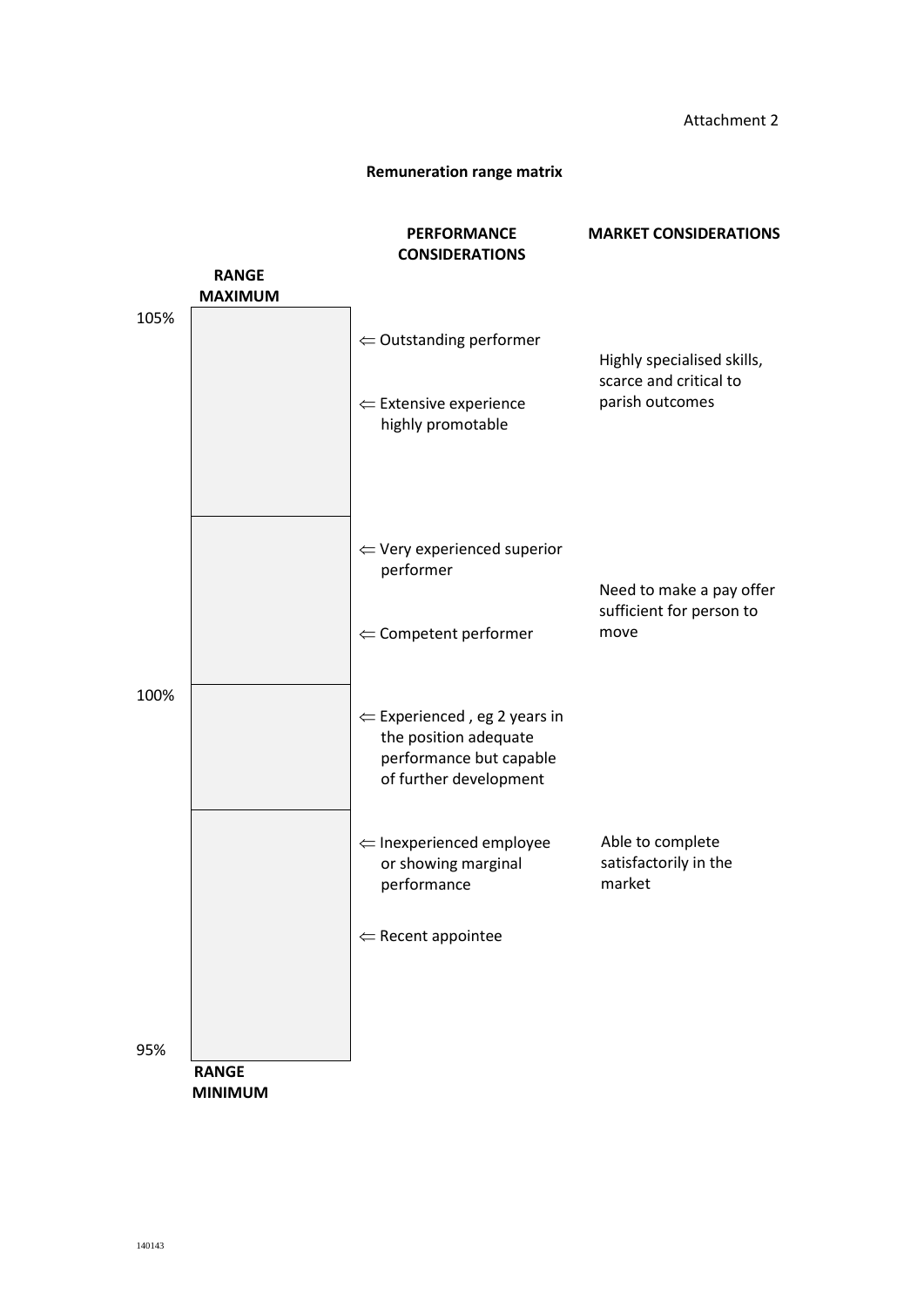Attachment 2

**Remuneration range matrix**

**PERFORMANCE CONSIDERATIONS**

**MARKET CONSIDERATIONS**

**RANGE MAXIMUM**

105%

⇐ Outstanding performer

⇐ Extensive experience highly promotable

Highly specialised skills, scarce and critical to parish outcomes

⇐ Very experienced superior performer

⇐ Competent performer

Need to make a pay offer sufficient for person to move

100%

⇐ Experienced , eg 2 years in the position adequate performance but capable of further development

⇐ Inexperienced employee or showing marginal performance

⇐ Recent appointee

Able to complete satisfactorily in the market

95%

**RANGE MINIMUM**

140143